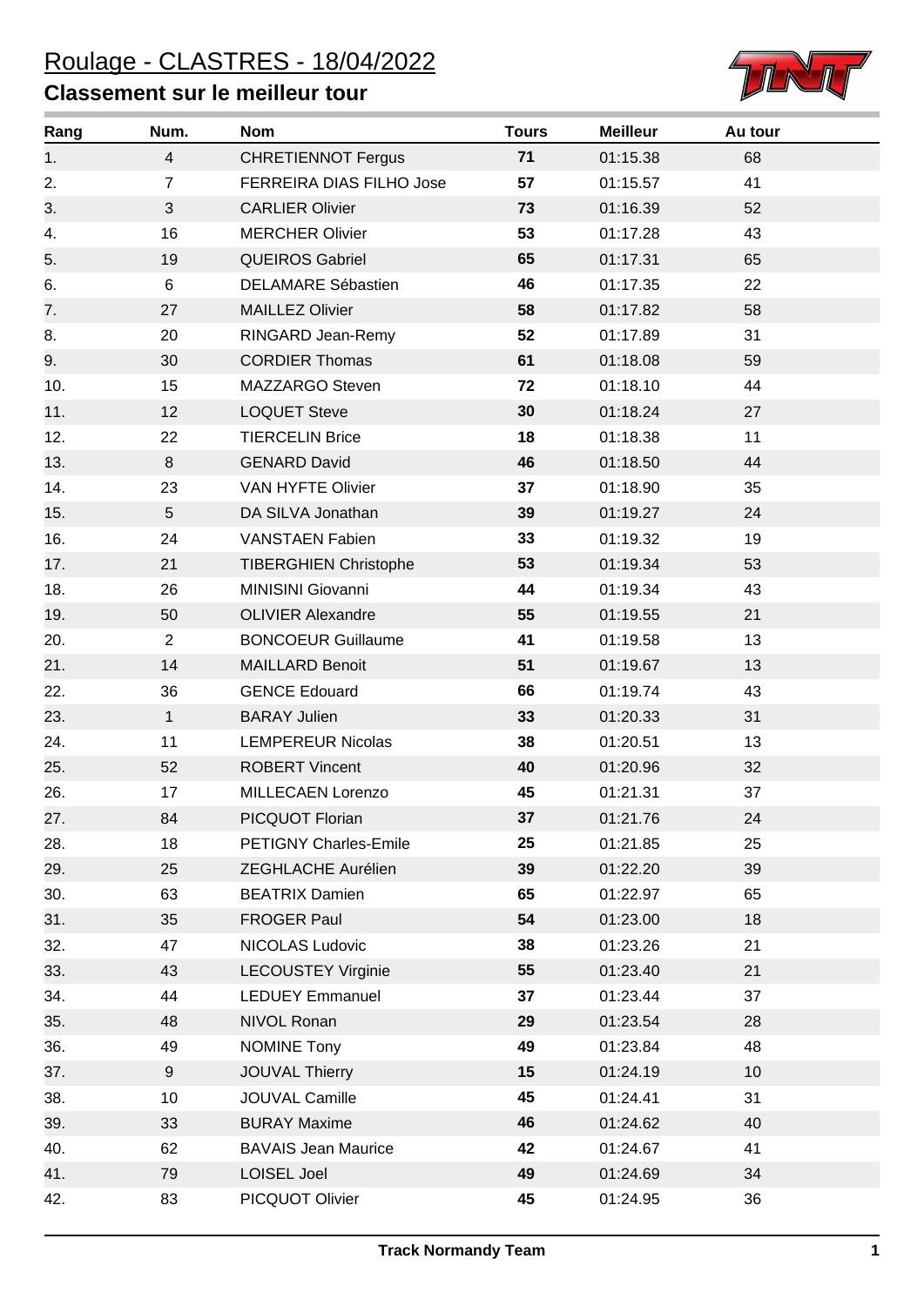# Roulage - CLASTRES - 18/04/2022

## Classement sur le meilleur tour

| Rang | Num. | Nom | Tours | Meilleur | Au tour |
|---|---|---|---|---|---|
| 1. | 4 | CHRETIENNOT Fergus | **71** | 01:15.38 | 68 |
| 2. | 7 | FERREIRA DIAS FILHO Jose | **57** | 01:15.57 | 41 |
| 3. | 3 | CARLIER Olivier | **73** | 01:16.39 | 52 |
| 4. | 16 | MERCHER Olivier | **53** | 01:17.28 | 43 |
| 5. | 19 | QUEIROS Gabriel | **65** | 01:17.31 | 65 |
| 6. | 6 | DELAMARE Sébastien | **46** | 01:17.35 | 22 |
| 7. | 27 | MAILLEZ Olivier | **58** | 01:17.82 | 58 |
| 8. | 20 | RINGARD Jean-Remy | **52** | 01:17.89 | 31 |
| 9. | 30 | CORDIER Thomas | **61** | 01:18.08 | 59 |
| 10. | 15 | MAZZARGO Steven | **72** | 01:18.10 | 44 |
| 11. | 12 | LOQUET Steve | **30** | 01:18.24 | 27 |
| 12. | 22 | TIERCELIN Brice | **18** | 01:18.38 | 11 |
| 13. | 8 | GENARD David | **46** | 01:18.50 | 44 |
| 14. | 23 | VAN HYFTE Olivier | **37** | 01:18.90 | 35 |
| 15. | 5 | DA SILVA Jonathan | **39** | 01:19.27 | 24 |
| 16. | 24 | VANSTAEN Fabien | **33** | 01:19.32 | 19 |
| 17. | 21 | TIBERGHIEN Christophe | **53** | 01:19.34 | 53 |
| 18. | 26 | MINISINI Giovanni | **44** | 01:19.34 | 43 |
| 19. | 50 | OLIVIER Alexandre | **55** | 01:19.55 | 21 |
| 20. | 2 | BONCOEUR Guillaume | **41** | 01:19.58 | 13 |
| 21. | 14 | MAILLARD Benoit | **51** | 01:19.67 | 13 |
| 22. | 36 | GENCE Edouard | **66** | 01:19.74 | 43 |
| 23. | 1 | BARAY Julien | **33** | 01:20.33 | 31 |
| 24. | 11 | LEMPEREUR Nicolas | **38** | 01:20.51 | 13 |
| 25. | 52 | ROBERT Vincent | **40** | 01:20.96 | 32 |
| 26. | 17 | MILLECAEN Lorenzo | **45** | 01:21.31 | 37 |
| 27. | 84 | PICQUOT Florian | **37** | 01:21.76 | 24 |
| 28. | 18 | PETIGNY Charles-Emile | **25** | 01:21.85 | 25 |
| 29. | 25 | ZEGHLACHE Aurélien | **39** | 01:22.20 | 39 |
| 30. | 63 | BEATRIX Damien | **65** | 01:22.97 | 65 |
| 31. | 35 | FROGER Paul | **54** | 01:23.00 | 18 |
| 32. | 47 | NICOLAS Ludovic | **38** | 01:23.26 | 21 |
| 33. | 43 | LECOUSTEY Virginie | **55** | 01:23.40 | 21 |
| 34. | 44 | LEDUEY Emmanuel | **37** | 01:23.44 | 37 |
| 35. | 48 | NIVOL Ronan | **29** | 01:23.54 | 28 |
| 36. | 49 | NOMINE Tony | **49** | 01:23.84 | 48 |
| 37. | 9 | JOUVAL Thierry | **15** | 01:24.19 | 10 |
| 38. | 10 | JOUVAL Camille | **45** | 01:24.41 | 31 |
| 39. | 33 | BURAY Maxime | **46** | 01:24.62 | 40 |
| 40. | 62 | BAVAIS Jean Maurice | **42** | 01:24.67 | 41 |
| 41. | 79 | LOISEL Joel | **49** | 01:24.69 | 34 |
| 42. | 83 | PICQUOT Olivier | **45** | 01:24.95 | 36 |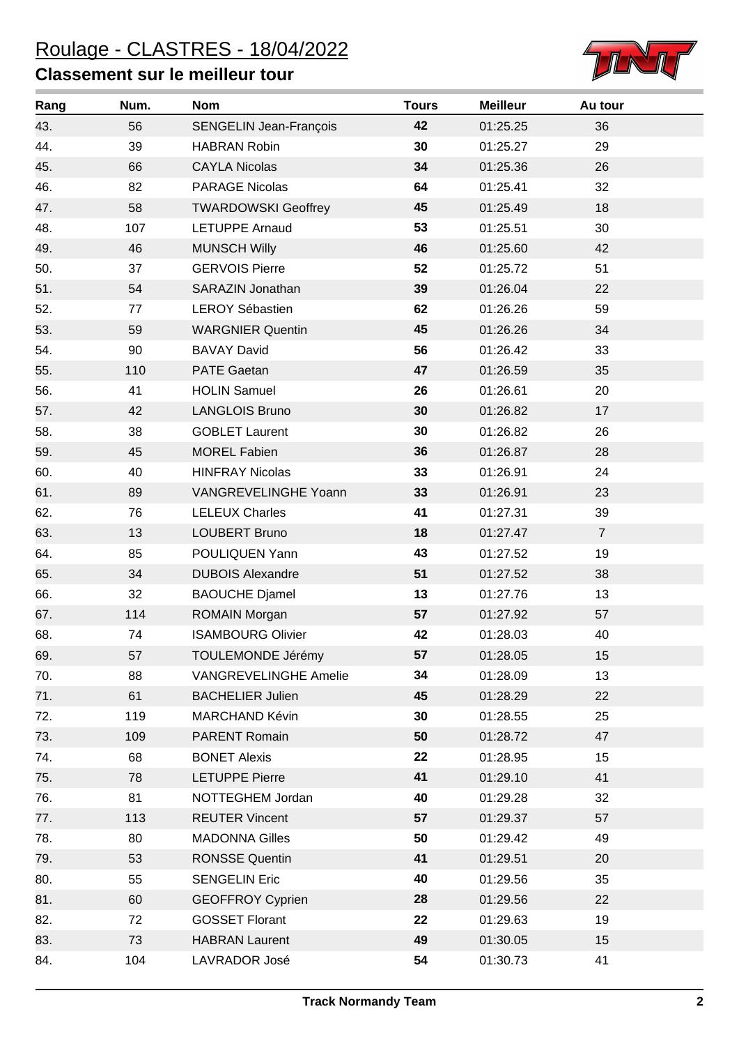# Roulage - CLASTRES - 18/04/2022

## Classement sur le meilleur tour

| Rang | Num. | Nom | Tours | Meilleur | Au tour |
|---|---|---|---|---|---|
| 43. | 56 | SENGELIN Jean-François | **42** | 01:25.25 | 36 |
| 44. | 39 | HABRAN Robin | **30** | 01:25.27 | 29 |
| 45. | 66 | CAYLA Nicolas | **34** | 01:25.36 | 26 |
| 46. | 82 | PARAGE Nicolas | **64** | 01:25.41 | 32 |
| 47. | 58 | TWARDOWSKI Geoffrey | **45** | 01:25.49 | 18 |
| 48. | 107 | LETUPPE Arnaud | **53** | 01:25.51 | 30 |
| 49. | 46 | MUNSCH Willy | **46** | 01:25.60 | 42 |
| 50. | 37 | GERVOIS Pierre | **52** | 01:25.72 | 51 |
| 51. | 54 | SARAZIN Jonathan | **39** | 01:26.04 | 22 |
| 52. | 77 | LEROY Sébastien | **62** | 01:26.26 | 59 |
| 53. | 59 | WARGNIER Quentin | **45** | 01:26.26 | 34 |
| 54. | 90 | BAVAY David | **56** | 01:26.42 | 33 |
| 55. | 110 | PATE Gaetan | **47** | 01:26.59 | 35 |
| 56. | 41 | HOLIN Samuel | **26** | 01:26.61 | 20 |
| 57. | 42 | LANGLOIS Bruno | **30** | 01:26.82 | 17 |
| 58. | 38 | GOBLET Laurent | **30** | 01:26.82 | 26 |
| 59. | 45 | MOREL Fabien | **36** | 01:26.87 | 28 |
| 60. | 40 | HINFRAY Nicolas | **33** | 01:26.91 | 24 |
| 61. | 89 | VANGREVELINGHE Yoann | **33** | 01:26.91 | 23 |
| 62. | 76 | LELEUX Charles | **41** | 01:27.31 | 39 |
| 63. | 13 | LOUBERT Bruno | **18** | 01:27.47 | 7 |
| 64. | 85 | POULIQUEN Yann | **43** | 01:27.52 | 19 |
| 65. | 34 | DUBOIS Alexandre | **51** | 01:27.52 | 38 |
| 66. | 32 | BAOUCHE Djamel | **13** | 01:27.76 | 13 |
| 67. | 114 | ROMAIN Morgan | **57** | 01:27.92 | 57 |
| 68. | 74 | ISAMBOURG Olivier | **42** | 01:28.03 | 40 |
| 69. | 57 | TOULEMONDE Jérémy | **57** | 01:28.05 | 15 |
| 70. | 88 | VANGREVELINGHE Amelie | **34** | 01:28.09 | 13 |
| 71. | 61 | BACHELIER Julien | **45** | 01:28.29 | 22 |
| 72. | 119 | MARCHAND Kévin | **30** | 01:28.55 | 25 |
| 73. | 109 | PARENT Romain | **50** | 01:28.72 | 47 |
| 74. | 68 | BONET Alexis | **22** | 01:28.95 | 15 |
| 75. | 78 | LETUPPE Pierre | **41** | 01:29.10 | 41 |
| 76. | 81 | NOTTEGHEM Jordan | **40** | 01:29.28 | 32 |
| 77. | 113 | REUTER Vincent | **57** | 01:29.37 | 57 |
| 78. | 80 | MADONNA Gilles | **50** | 01:29.42 | 49 |
| 79. | 53 | RONSSE Quentin | **41** | 01:29.51 | 20 |
| 80. | 55 | SENGELIN Eric | **40** | 01:29.56 | 35 |
| 81. | 60 | GEOFFROY Cyprien | **28** | 01:29.56 | 22 |
| 82. | 72 | GOSSET Florant | **22** | 01:29.63 | 19 |
| 83. | 73 | HABRAN Laurent | **49** | 01:30.05 | 15 |
| 84. | 104 | LAVRADOR José | **54** | 01:30.73 | 41 |

**Track Normandy Team**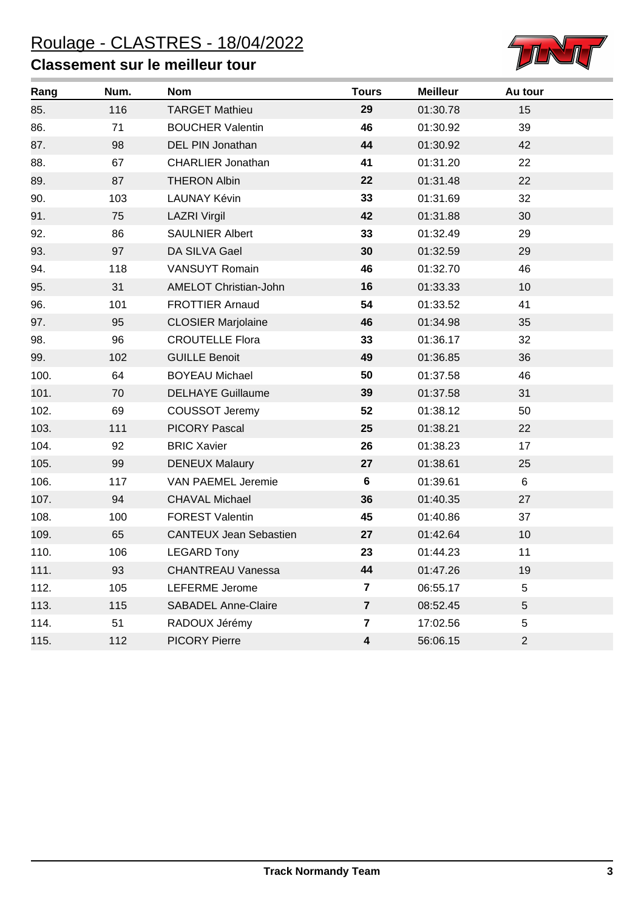# Roulage - CLASTRES - 18/04/2022

## Classement sur le meilleur tour

| Rang | Num. | Nom | Tours | Meilleur | Au tour |
|---|---|---|---|---|---|
| 85. | 116 | TARGET Mathieu | **29** | 01:30.78 | 15 |
| 86. | 71 | BOUCHER Valentin | **46** | 01:30.92 | 39 |
| 87. | 98 | DEL PIN Jonathan | **44** | 01:30.92 | 42 |
| 88. | 67 | CHARLIER Jonathan | **41** | 01:31.20 | 22 |
| 89. | 87 | THERON Albin | **22** | 01:31.48 | 22 |
| 90. | 103 | LAUNAY Kévin | **33** | 01:31.69 | 32 |
| 91. | 75 | LAZRI Virgil | **42** | 01:31.88 | 30 |
| 92. | 86 | SAULNIER Albert | **33** | 01:32.49 | 29 |
| 93. | 97 | DA SILVA Gael | **30** | 01:32.59 | 29 |
| 94. | 118 | VANSUYT Romain | **46** | 01:32.70 | 46 |
| 95. | 31 | AMELOT Christian-John | **16** | 01:33.33 | 10 |
| 96. | 101 | FROTTIER Arnaud | **54** | 01:33.52 | 41 |
| 97. | 95 | CLOSIER Marjolaine | **46** | 01:34.98 | 35 |
| 98. | 96 | CROUTELLE Flora | **33** | 01:36.17 | 32 |
| 99. | 102 | GUILLE Benoit | **49** | 01:36.85 | 36 |
| 100. | 64 | BOYEAU Michael | **50** | 01:37.58 | 46 |
| 101. | 70 | DELHAYE Guillaume | **39** | 01:37.58 | 31 |
| 102. | 69 | COUSSOT Jeremy | **52** | 01:38.12 | 50 |
| 103. | 111 | PICORY Pascal | **25** | 01:38.21 | 22 |
| 104. | 92 | BRIC Xavier | **26** | 01:38.23 | 17 |
| 105. | 99 | DENEUX Malaury | **27** | 01:38.61 | 25 |
| 106. | 117 | VAN PAEMEL Jeremie | **6** | 01:39.61 | 6 |
| 107. | 94 | CHAVAL Michael | **36** | 01:40.35 | 27 |
| 108. | 100 | FOREST Valentin | **45** | 01:40.86 | 37 |
| 109. | 65 | CANTEUX Jean Sebastien | **27** | 01:42.64 | 10 |
| 110. | 106 | LEGARD Tony | **23** | 01:44.23 | 11 |
| 111. | 93 | CHANTREAU Vanessa | **44** | 01:47.26 | 19 |
| 112. | 105 | LEFERME Jerome | **7** | 06:55.17 | 5 |
| 113. | 115 | SABADEL Anne-Claire | **7** | 08:52.45 | 5 |
| 114. | 51 | RADOUX Jérémy | **7** | 17:02.56 | 5 |
| 115. | 112 | PICORY Pierre | **4** | 56:06.15 | 2 |

**Track Normandy Team**